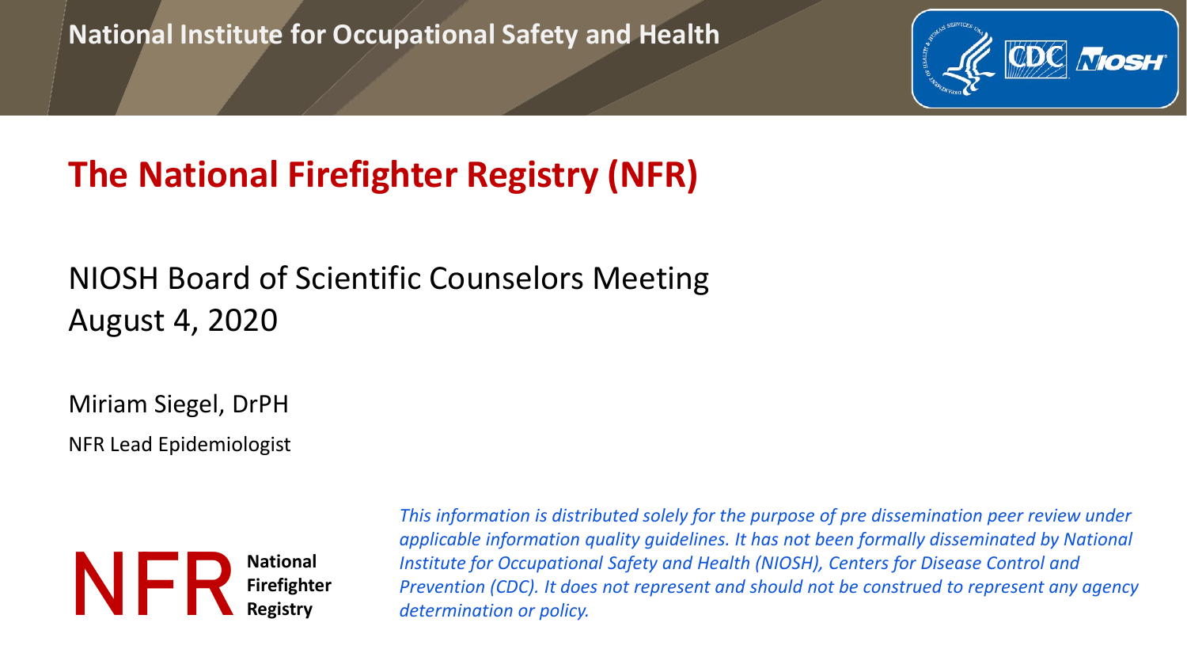National Institute for Occupational Safety and Health

# The National Firefighter Registry (NFR)

## NIOSH Board of Scientific Counselors Meeting
## August 4, 2020

Miriam Siegel, DrPH

NFR Lead Epidemiologist

NFR National Firefighter Registry

*This information is distributed solely for the purpose of pre dissemination peer review under applicable information quality guidelines. It has not been formally disseminated by National Institute for Occupational Safety and Health (NIOSH), Centers for Disease Control and Prevention (CDC). It does not represent and should not be construed to represent any agency determination or policy.*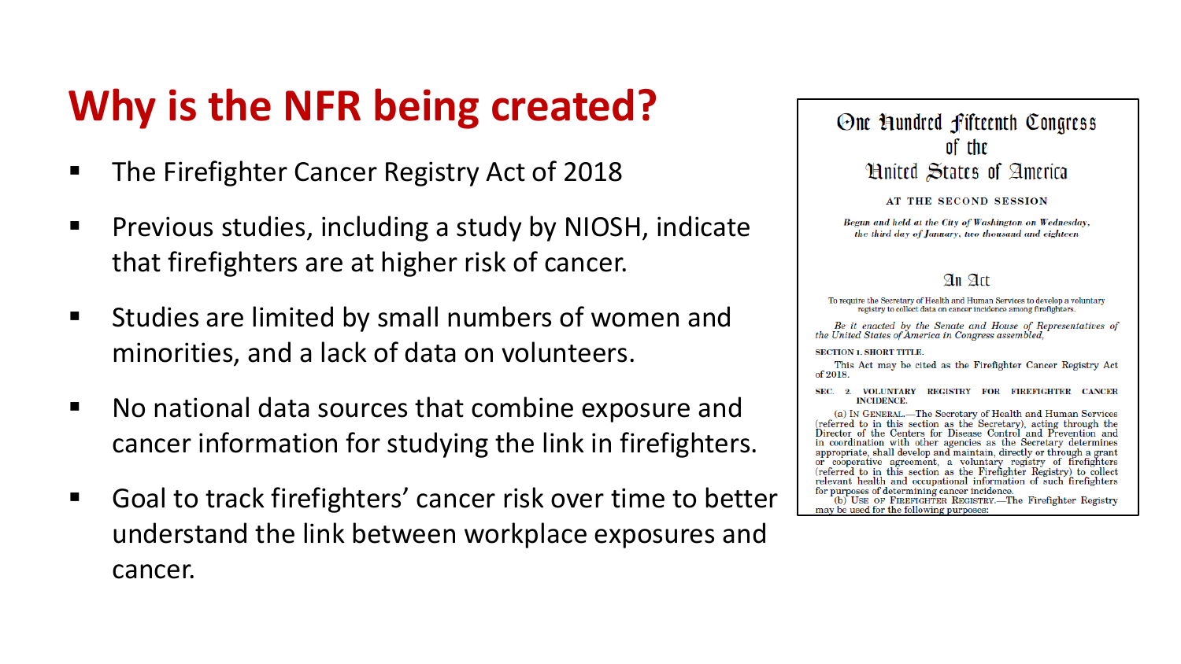# Why is the NFR being created?

- The Firefighter Cancer Registry Act of 2018
- Previous studies, including a study by NIOSH, indicate that firefighters are at higher risk of cancer.
- Studies are limited by small numbers of women and minorities, and a lack of data on volunteers.
- No national data sources that combine exposure and cancer information for studying the link in firefighters.
- Goal to track firefighters' cancer risk over time to better understand the link between workplace exposures and cancer.

One Hundred Fifteenth Congress
of the
United States of America

AT THE SECOND SESSION

*Begun and held at the City of Washington on Wednesday, the third day of January, two thousand and eighteen*

An Act

To require the Secretary of Health and Human Services to develop a voluntary registry to collect data on cancer incidence among firefighters.

*Be it enacted by the Senate and House of Representatives of the United States of America in Congress assembled,*

SECTION 1. SHORT TITLE.

This Act may be cited as the Firefighter Cancer Registry Act of 2018.

SEC. 2. VOLUNTARY REGISTRY FOR FIREFIGHTER CANCER INCIDENCE.

(a) IN GENERAL.—The Secretary of Health and Human Services (referred to in this section as the Secretary), acting through the Director of the Centers for Disease Control and Prevention and in coordination with other agencies as the Secretary determines appropriate, shall develop and maintain, directly or through a grant or cooperative agreement, a voluntary registry of firefighters (referred to in this section as the Firefighter Registry) to collect relevant health and occupational information of such firefighters for purposes of determining cancer incidence.

(b) USE OF FIREFIGHTER REGISTRY.—The Firefighter Registry may be used for the following purposes: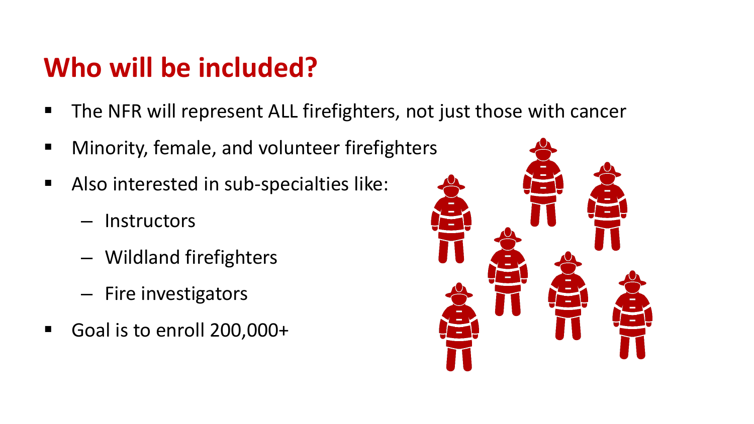## Who will be included?

- The NFR will represent ALL firefighters, not just those with cancer
- Minority, female, and volunteer firefighters
- Also interested in sub-specialties like:
  - Instructors
  - Wildland firefighters
  - Fire investigators
- Goal is to enroll 200,000+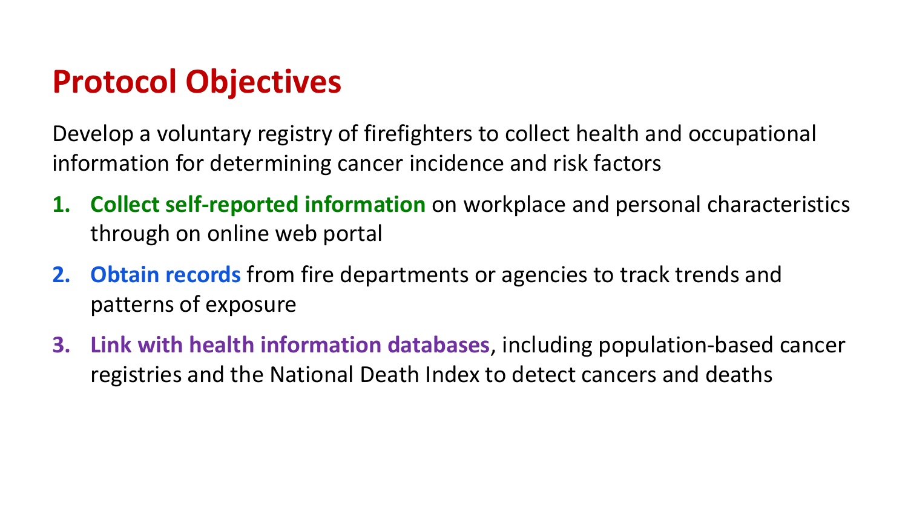# Protocol Objectives

Develop a voluntary registry of firefighters to collect health and occupational information for determining cancer incidence and risk factors

1. **Collect self-reported information** on workplace and personal characteristics through on online web portal
2. **Obtain records** from fire departments or agencies to track trends and patterns of exposure
3. **Link with health information databases**, including population-based cancer registries and the National Death Index to detect cancers and deaths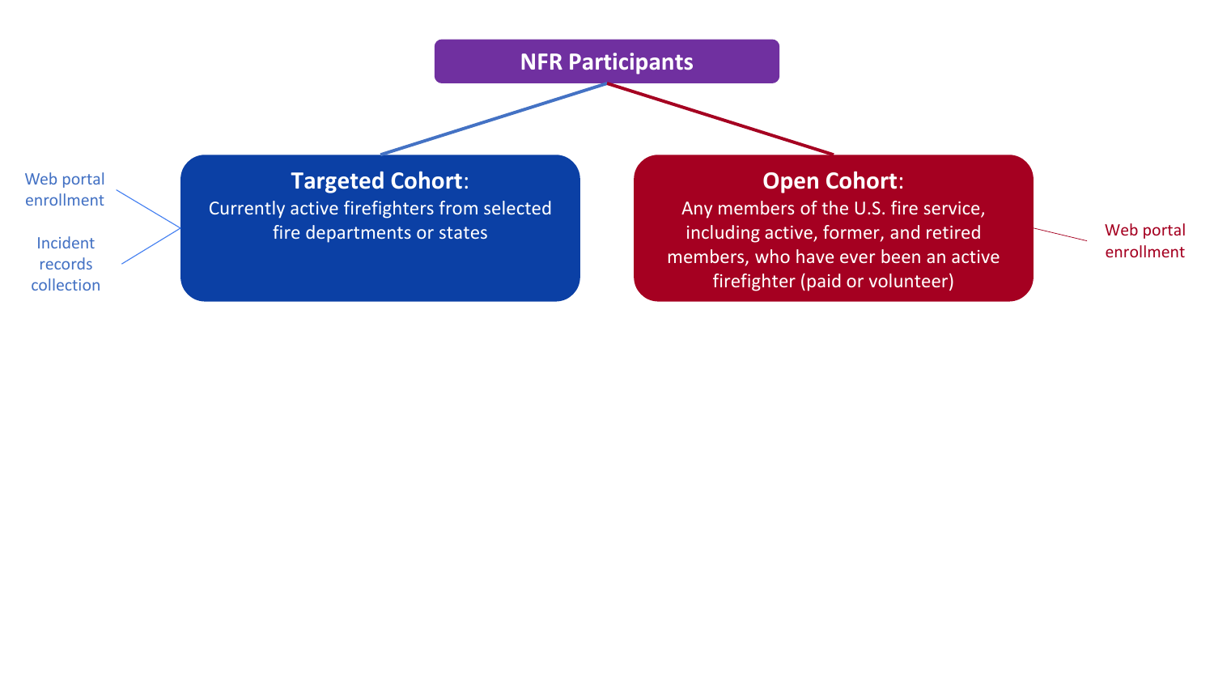# NFR Participants

## **Targeted Cohort**:

Currently active firefighters from selected fire departments or states

- Web portal enrollment
- Incident records collection

## **Open Cohort**:

Any members of the U.S. fire service, including active, former, and retired members, who have ever been an active firefighter (paid or volunteer)

- Web portal enrollment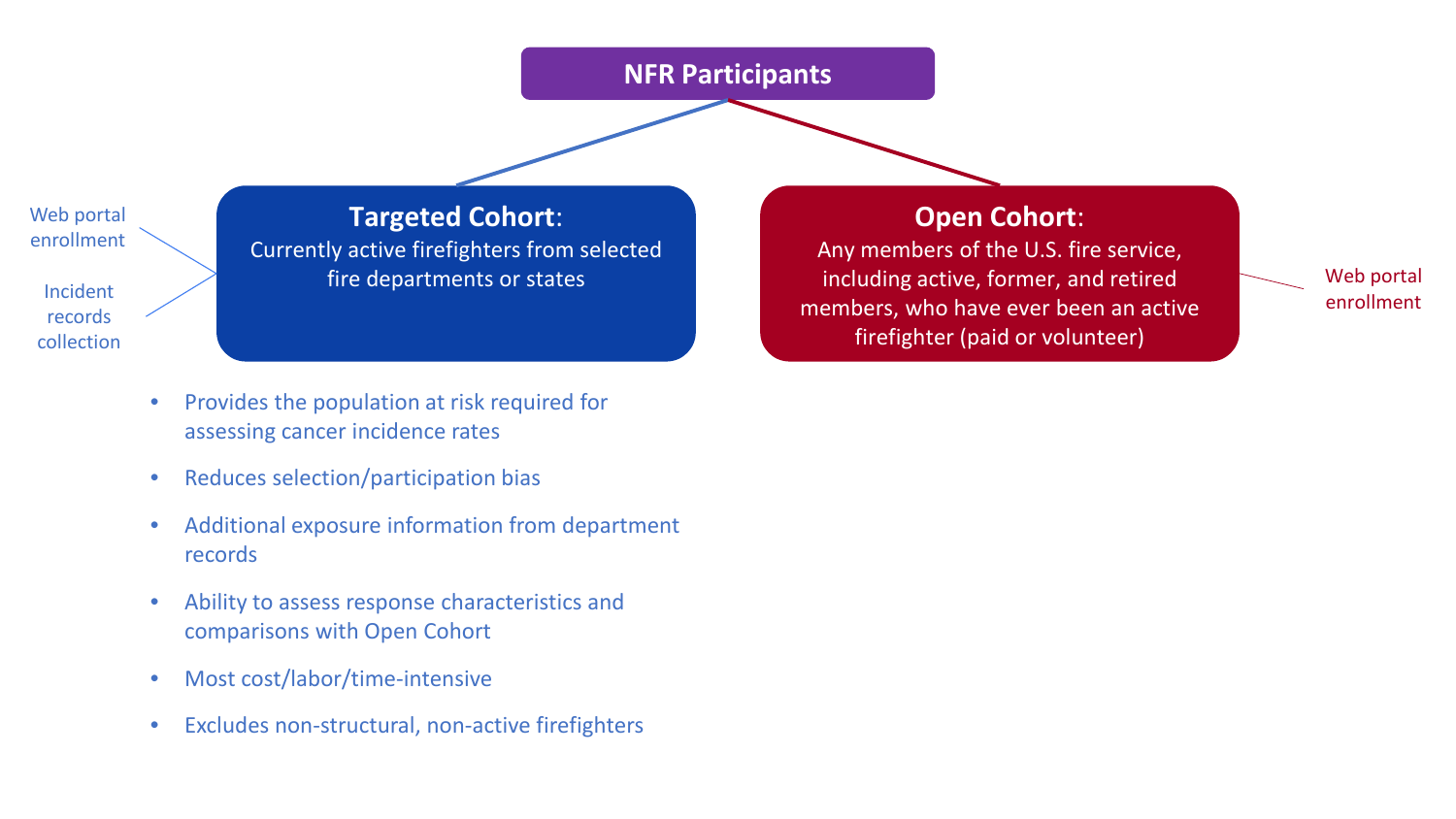# NFR Participants

## Targeted Cohort:

Currently active firefighters from selected fire departments or states

- Web portal enrollment
- Incident records collection

- Provides the population at risk required for assessing cancer incidence rates
- Reduces selection/participation bias
- Additional exposure information from department records
- Ability to assess response characteristics and comparisons with Open Cohort
- Most cost/labor/time-intensive
- Excludes non-structural, non-active firefighters

## Open Cohort:

Any members of the U.S. fire service, including active, former, and retired members, who have ever been an active firefighter (paid or volunteer)

- Web portal enrollment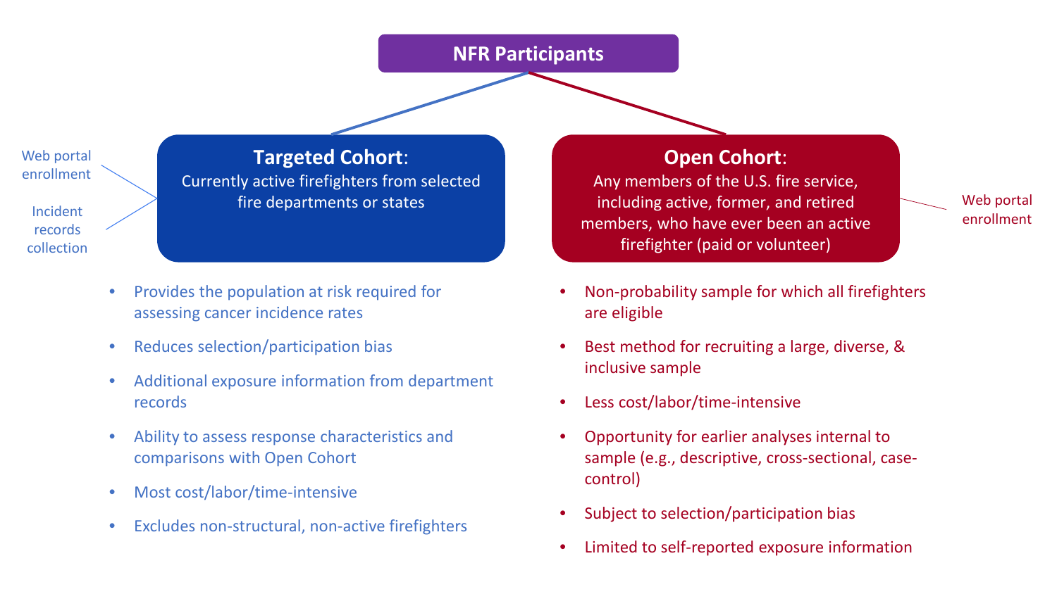# NFR Participants

## Targeted Cohort:

Currently active firefighters from selected fire departments or states

- Web portal enrollment
- Incident records collection

- Provides the population at risk required for assessing cancer incidence rates
- Reduces selection/participation bias
- Additional exposure information from department records
- Ability to assess response characteristics and comparisons with Open Cohort
- Most cost/labor/time-intensive
- Excludes non-structural, non-active firefighters

## Open Cohort:

Any members of the U.S. fire service, including active, former, and retired members, who have ever been an active firefighter (paid or volunteer)

- Web portal enrollment

- Non-probability sample for which all firefighters are eligible
- Best method for recruiting a large, diverse, & inclusive sample
- Less cost/labor/time-intensive
- Opportunity for earlier analyses internal to sample (e.g., descriptive, cross-sectional, case-control)
- Subject to selection/participation bias
- Limited to self-reported exposure information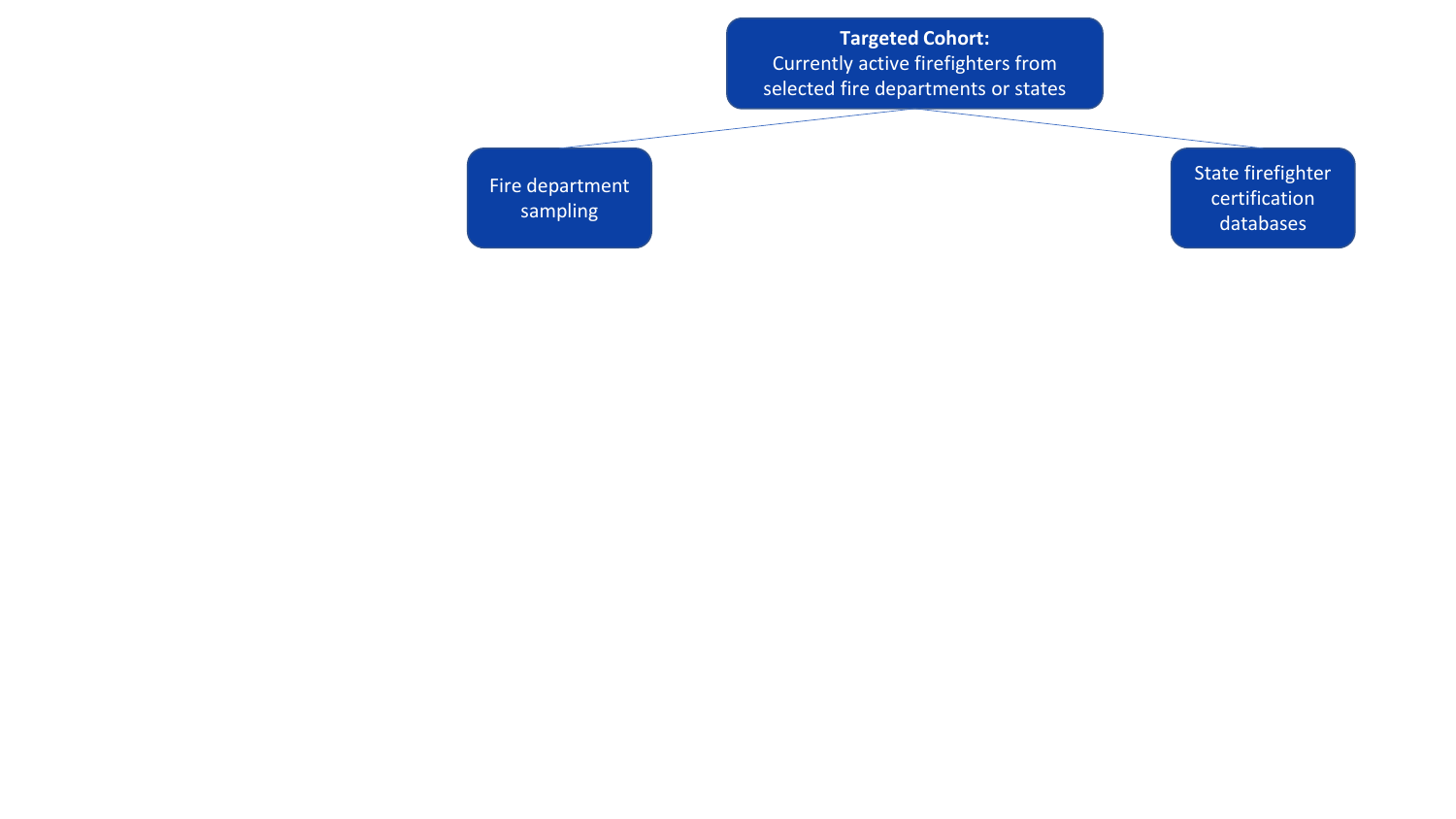**Targeted Cohort:**
Currently active firefighters from selected fire departments or states

- Fire department sampling
- State firefighter certification databases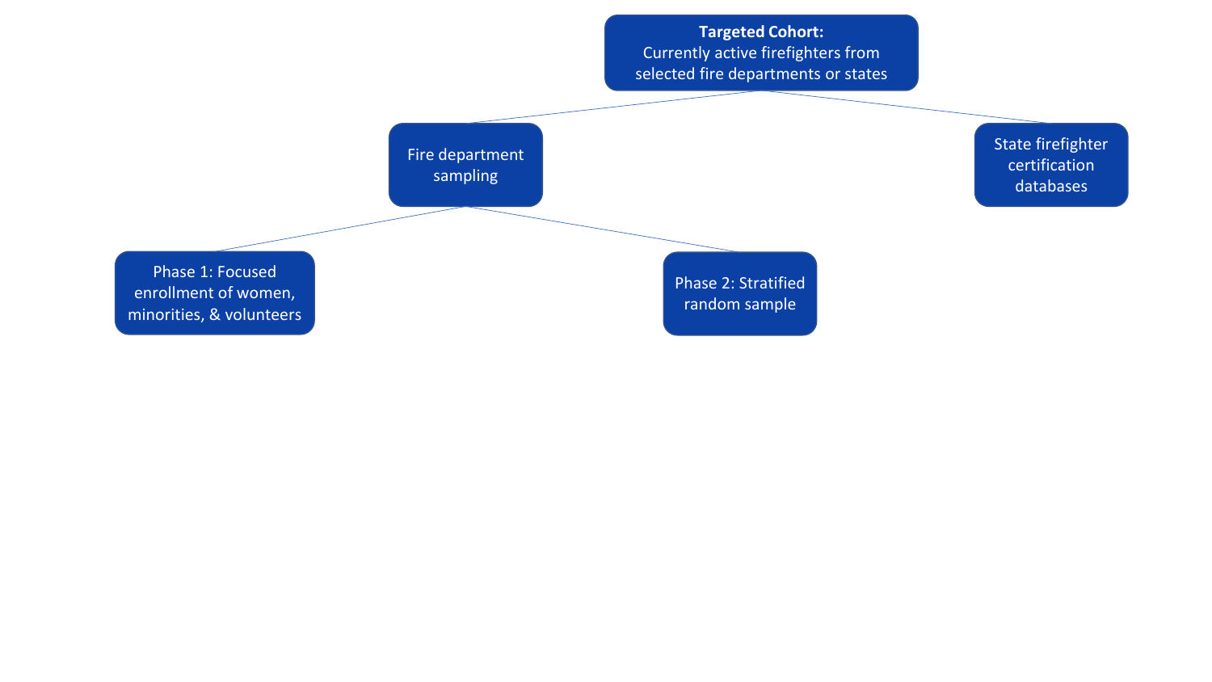**Targeted Cohort:**
Currently active firefighters from selected fire departments or states

- Fire department sampling
  - Phase 1: Focused enrollment of women, minorities, & volunteers
  - Phase 2: Stratified random sample
- State firefighter certification databases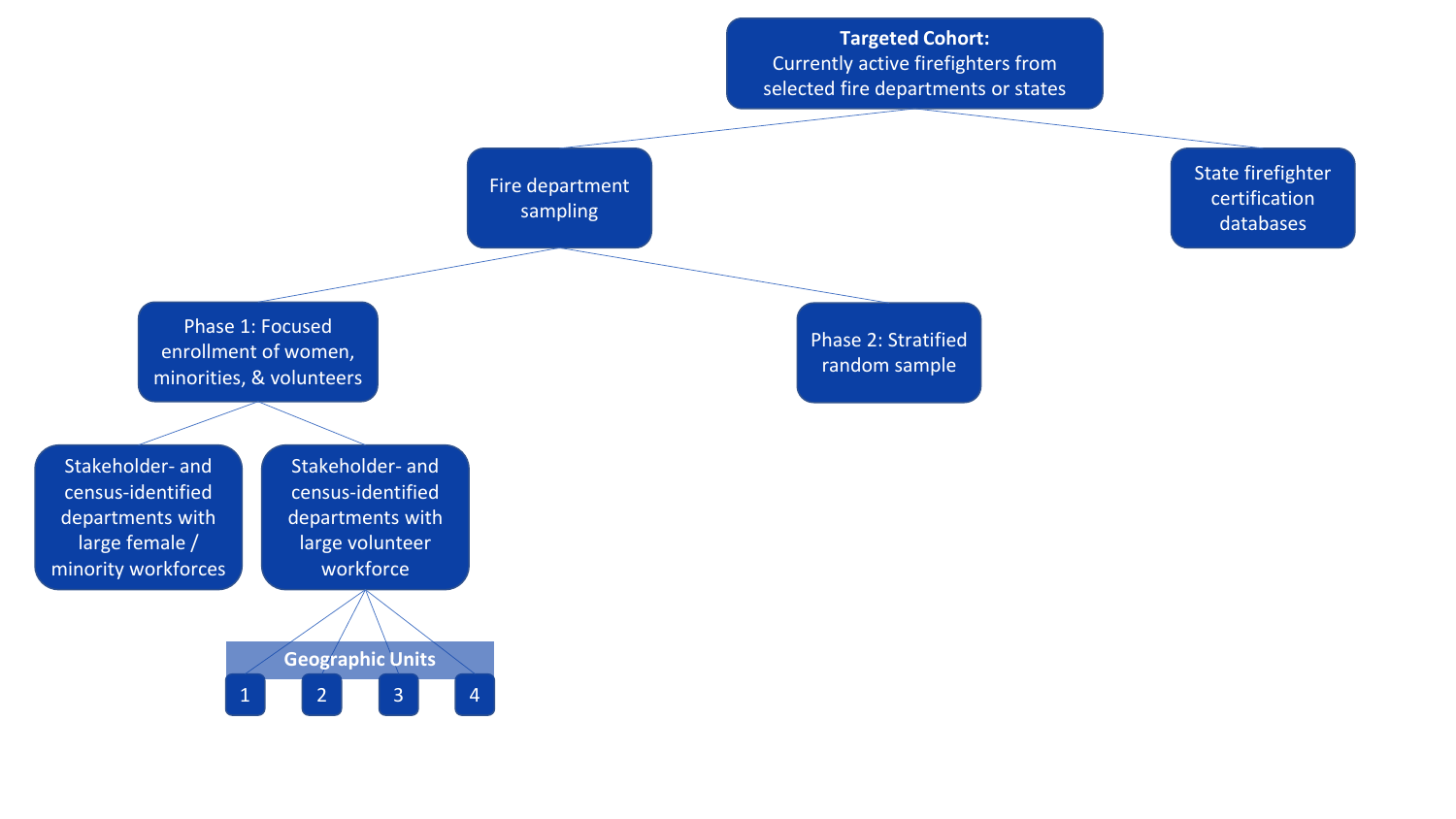**Targeted Cohort:**
Currently active firefighters from selected fire departments or states

- Fire department sampling
  - Phase 1: Focused enrollment of women, minorities, & volunteers
    - Stakeholder- and census-identified departments with large female / minority workforces
    - Stakeholder- and census-identified departments with large volunteer workforce
      - Geographic Units
        - 1
        - 2
        - 3
        - 4
  - Phase 2: Stratified random sample
- State firefighter certification databases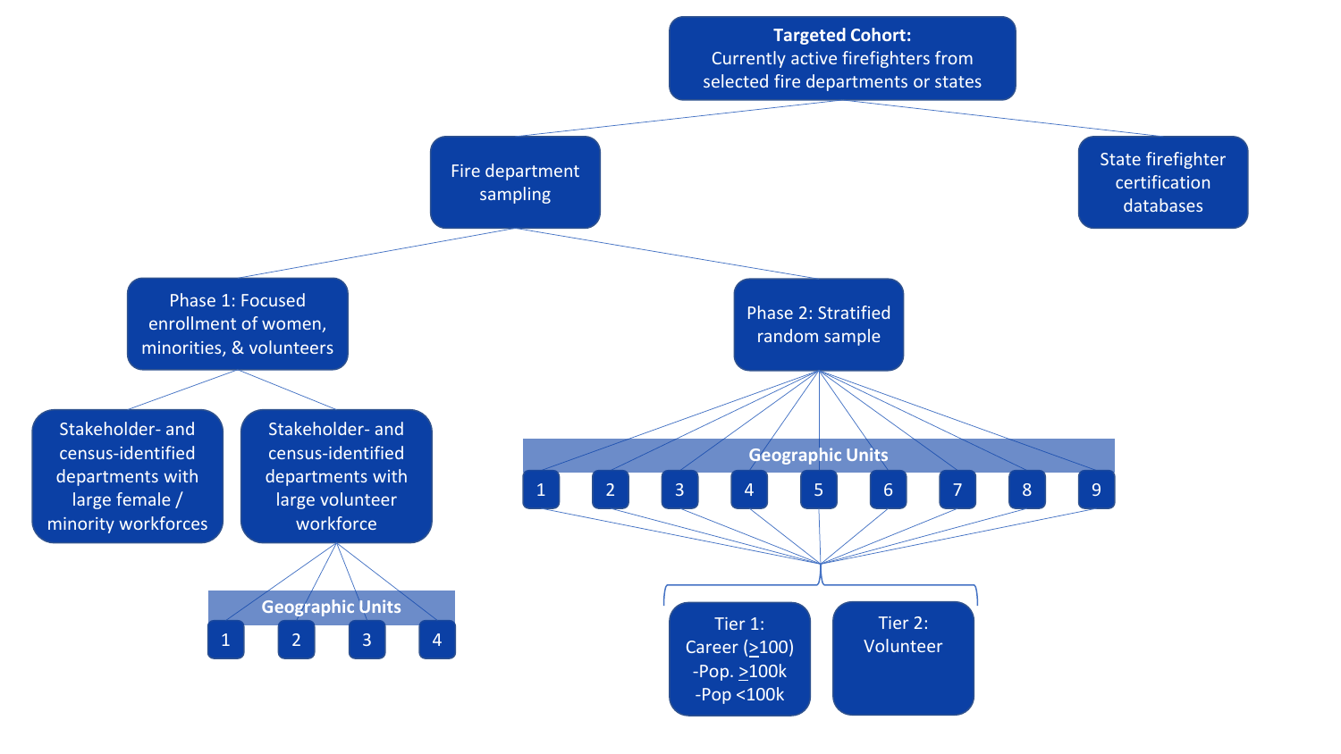**Targeted Cohort:**
Currently active firefighters from selected fire departments or states

- Fire department sampling
  - Phase 1: Focused enrollment of women, minorities, & volunteers
    - Stakeholder- and census-identified departments with large female / minority workforces
    - Stakeholder- and census-identified departments with large volunteer workforce
      - **Geographic Units**: 1, 2, 3, 4
  - Phase 2: Stratified random sample
    - **Geographic Units**: 1, 2, 3, 4, 5, 6, 7, 8, 9
      - Tier 1: Career (≥100) -Pop. ≥100k -Pop <100k
      - Tier 2: Volunteer
- State firefighter certification databases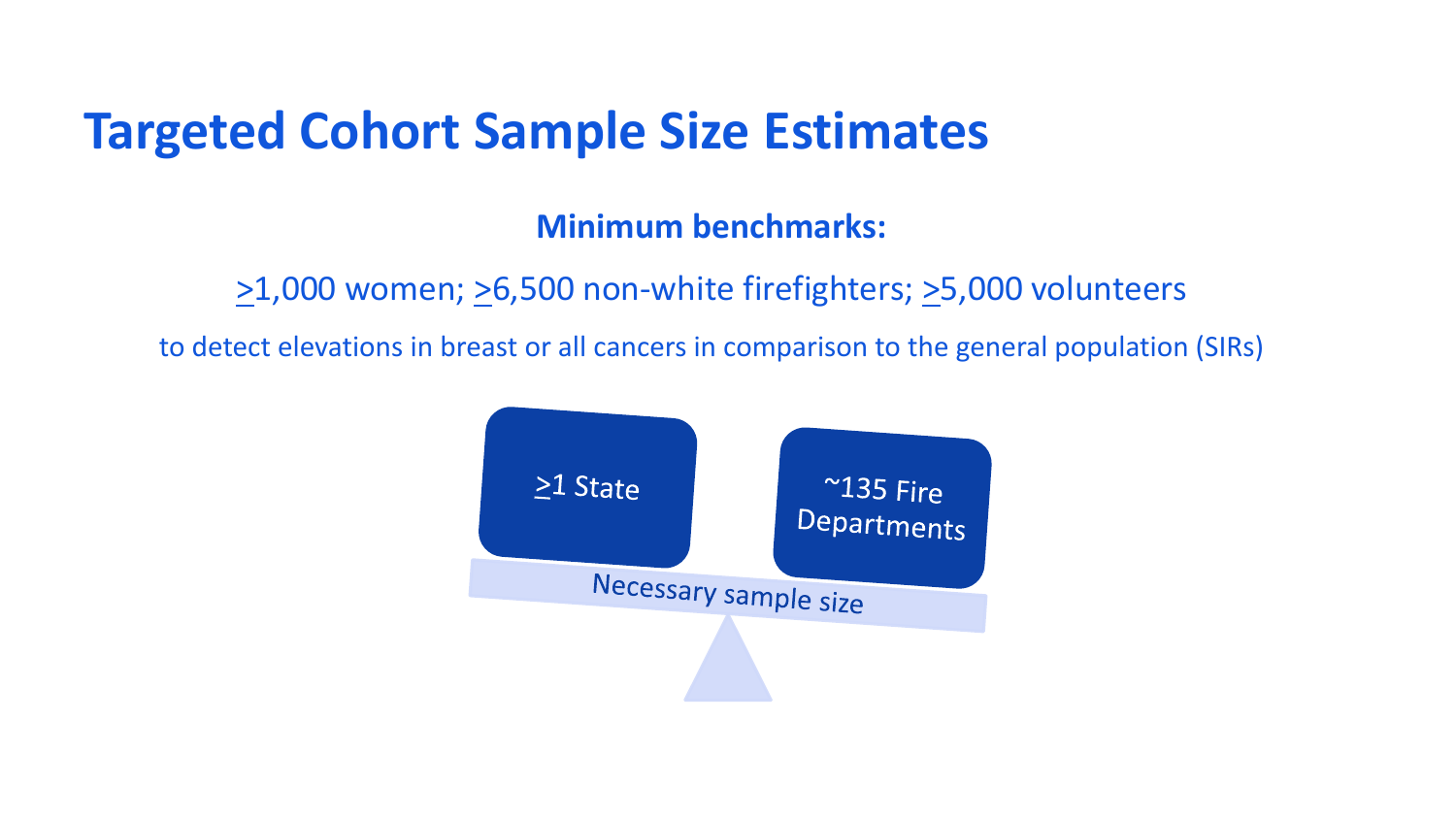# Targeted Cohort Sample Size Estimates

**Minimum benchmarks:**

≥1,000 women; ≥6,500 non-white firefighters; ≥5,000 volunteers

to detect elevations in breast or all cancers in comparison to the general population (SIRs)

≥1 State

~135 Fire Departments

Necessary sample size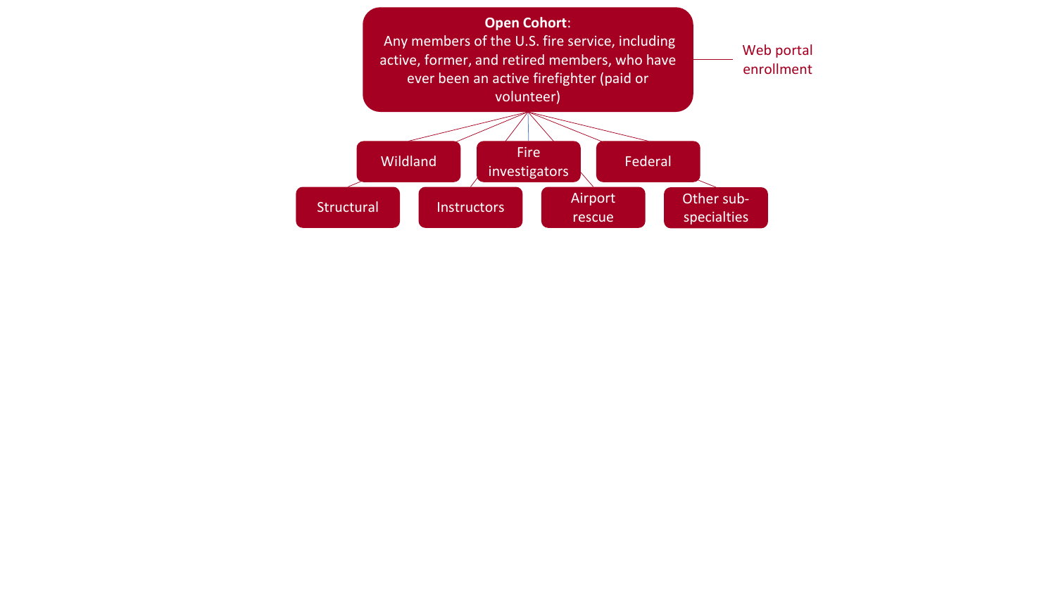**Open Cohort**:
Any members of the U.S. fire service, including active, former, and retired members, who have ever been an active firefighter (paid or volunteer)

Web portal enrollment

- Wildland
- Fire investigators
- Federal
- Structural
- Instructors
- Airport rescue
- Other sub-specialties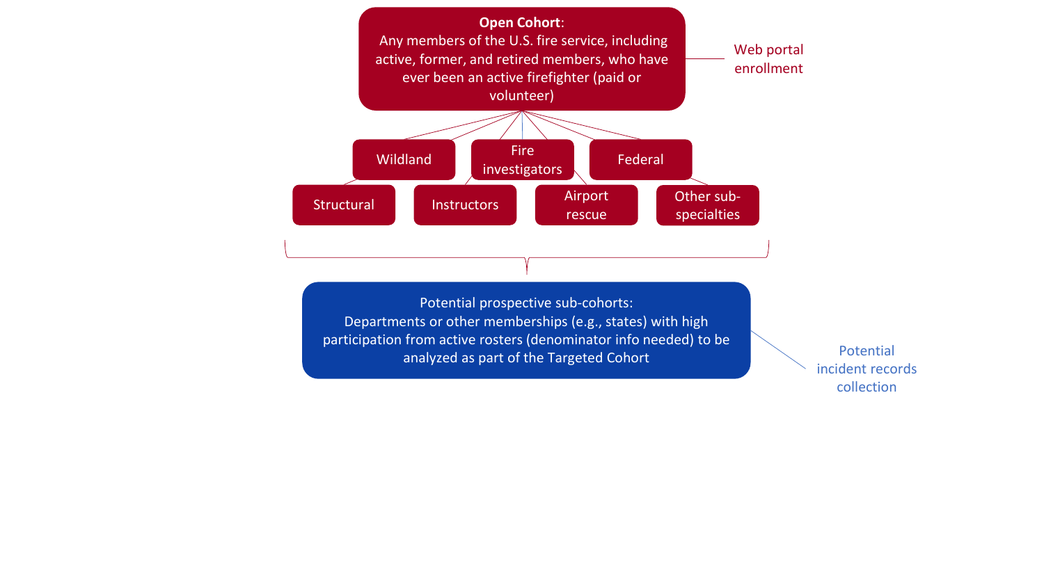**Open Cohort**:
Any members of the U.S. fire service, including active, former, and retired members, who have ever been an active firefighter (paid or volunteer)

Web portal enrollment

- Wildland
- Fire investigators
- Federal
- Structural
- Instructors
- Airport rescue
- Other sub-specialties

Potential prospective sub-cohorts:
Departments or other memberships (e.g., states) with high participation from active rosters (denominator info needed) to be analyzed as part of the Targeted Cohort

Potential incident records collection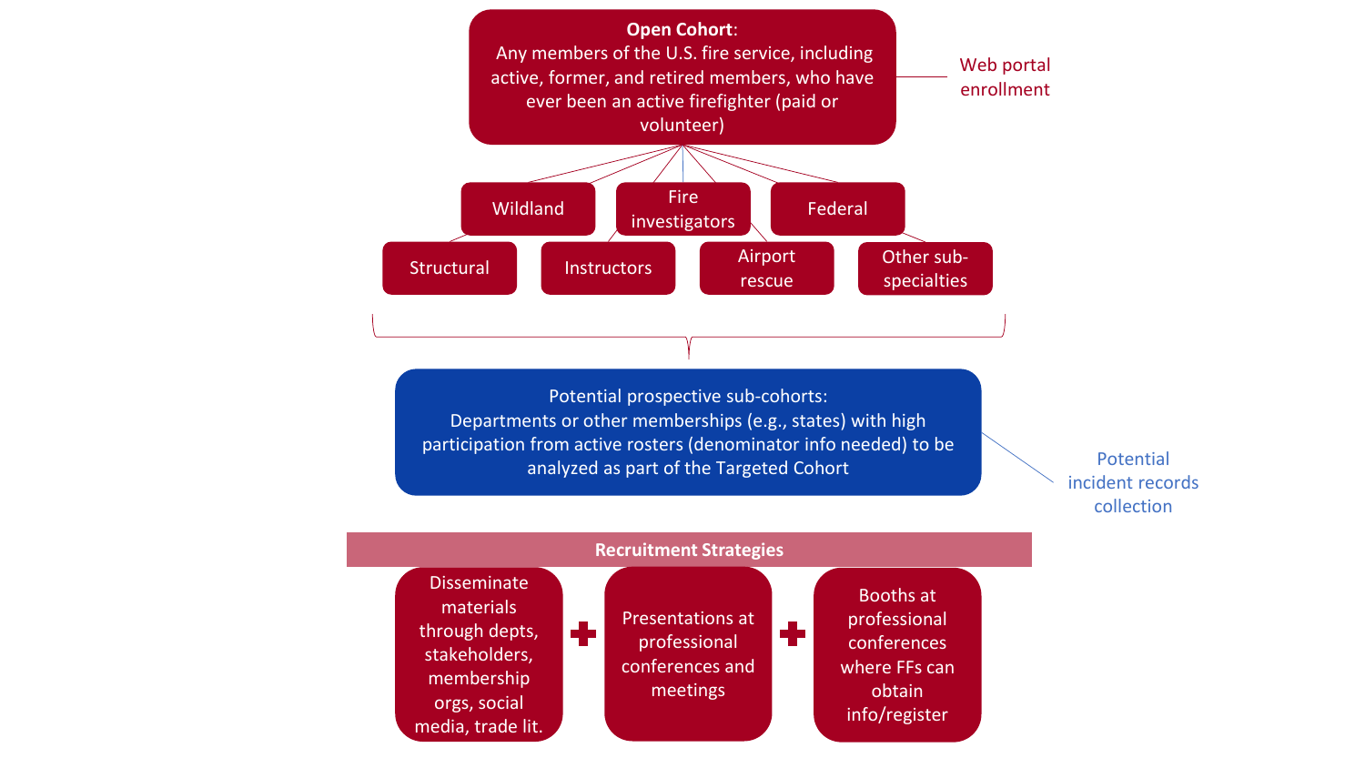**Open Cohort**: Any members of the U.S. fire service, including active, former, and retired members, who have ever been an active firefighter (paid or volunteer)

Web portal enrollment

- Wildland
- Fire investigators
- Federal
- Structural
- Instructors
- Airport rescue
- Other sub-specialties

Potential prospective sub-cohorts: Departments or other memberships (e.g., states) with high participation from active rosters (denominator info needed) to be analyzed as part of the Targeted Cohort

Potential incident records collection

**Recruitment Strategies**

- Disseminate materials through depts, stakeholders, membership orgs, social media, trade lit.
- Presentations at professional conferences and meetings
- Booths at professional conferences where FFs can obtain info/register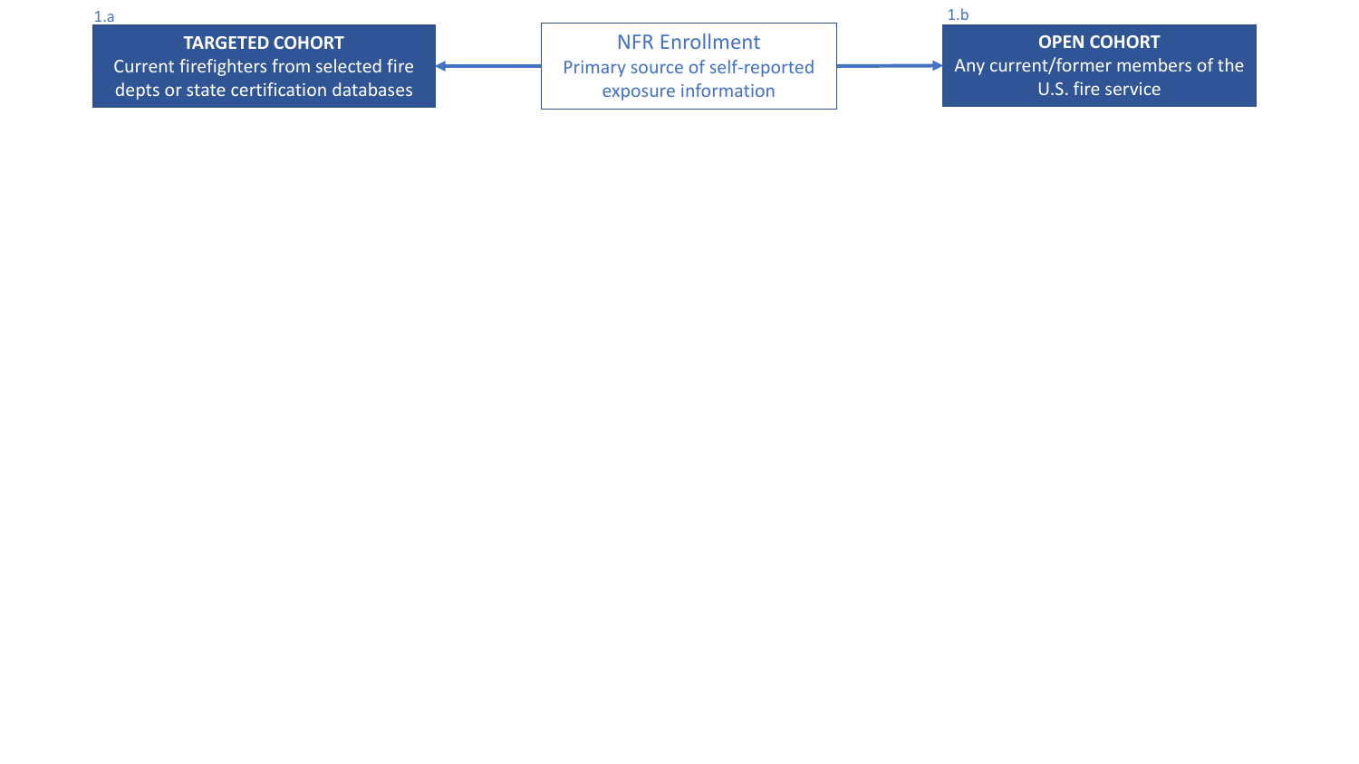**1.a**

**TARGETED COHORT**
Current firefighters from selected fire depts or state certification databases

**NFR Enrollment**
Primary source of self-reported exposure information

**1.b**

**OPEN COHORT**
Any current/former members of the U.S. fire service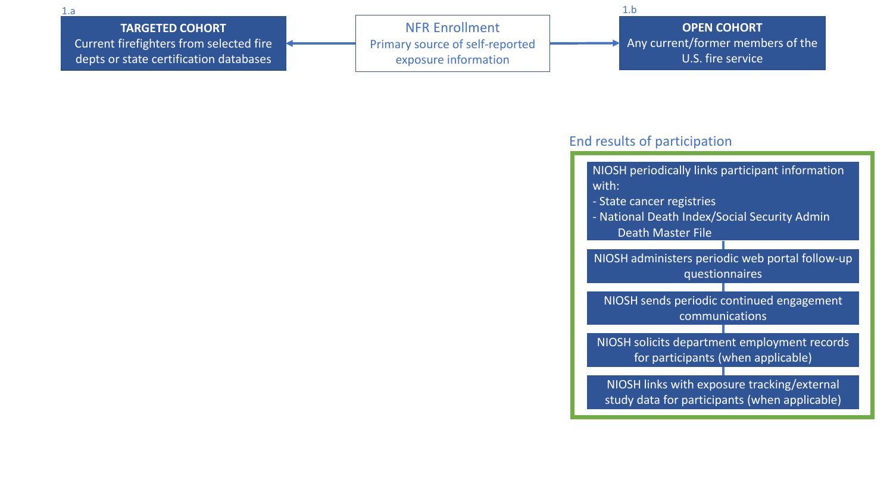**1.a**

**TARGETED COHORT**
Current firefighters from selected fire depts or state certification databases

**NFR Enrollment**
Primary source of self-reported exposure information

**1.b**

**OPEN COHORT**
Any current/former members of the U.S. fire service

## End results of participation

- NIOSH periodically links participant information with:
  - State cancer registries
  - National Death Index/Social Security Admin Death Master File
- NIOSH administers periodic web portal follow-up questionnaires
- NIOSH sends periodic continued engagement communications
- NIOSH solicits department employment records for participants (when applicable)
- NIOSH links with exposure tracking/external study data for participants (when applicable)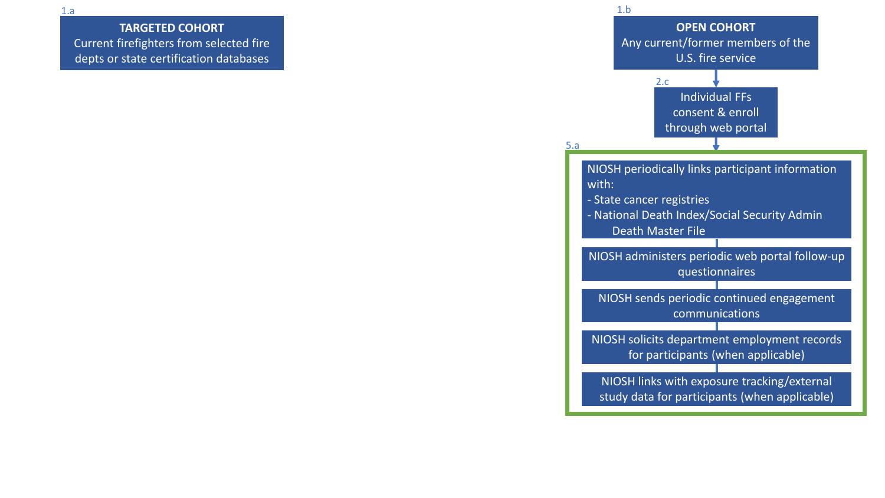1.a

**TARGETED COHORT**
Current firefighters from selected fire depts or state certification databases

1.b

**OPEN COHORT**
Any current/former members of the U.S. fire service

2.c

Individual FFs consent & enroll through web portal

5.a

NIOSH periodically links participant information with:
- State cancer registries
- National Death Index/Social Security Admin Death Master File

NIOSH administers periodic web portal follow-up questionnaires

NIOSH sends periodic continued engagement communications

NIOSH solicits department employment records for participants (when applicable)

NIOSH links with exposure tracking/external study data for participants (when applicable)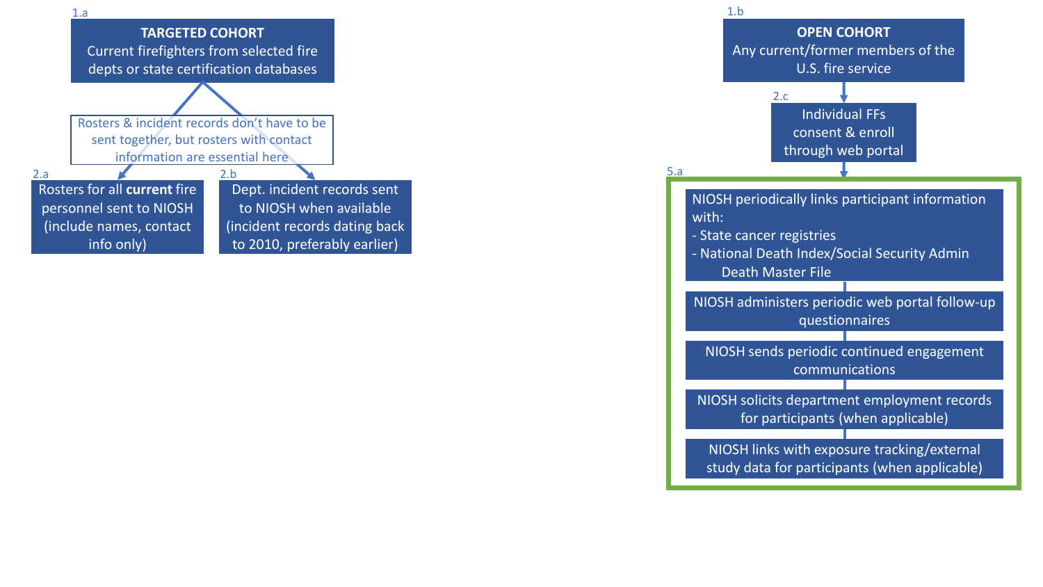1.a

**TARGETED COHORT**
Current firefighters from selected fire depts or state certification databases

Rosters & incident records don't have to be sent together, but rosters with contact information are essential here

2.a

Rosters for all **current** fire personnel sent to NIOSH (include names, contact info only)

2.b

Dept. incident records sent to NIOSH when available (incident records dating back to 2010, preferably earlier)

1.b

**OPEN COHORT**
Any current/former members of the U.S. fire service

2.c

Individual FFs consent & enroll through web portal

5.a

NIOSH periodically links participant information with:
- State cancer registries
- National Death Index/Social Security Admin Death Master File

NIOSH administers periodic web portal follow-up questionnaires

NIOSH sends periodic continued engagement communications

NIOSH solicits department employment records for participants (when applicable)

NIOSH links with exposure tracking/external study data for participants (when applicable)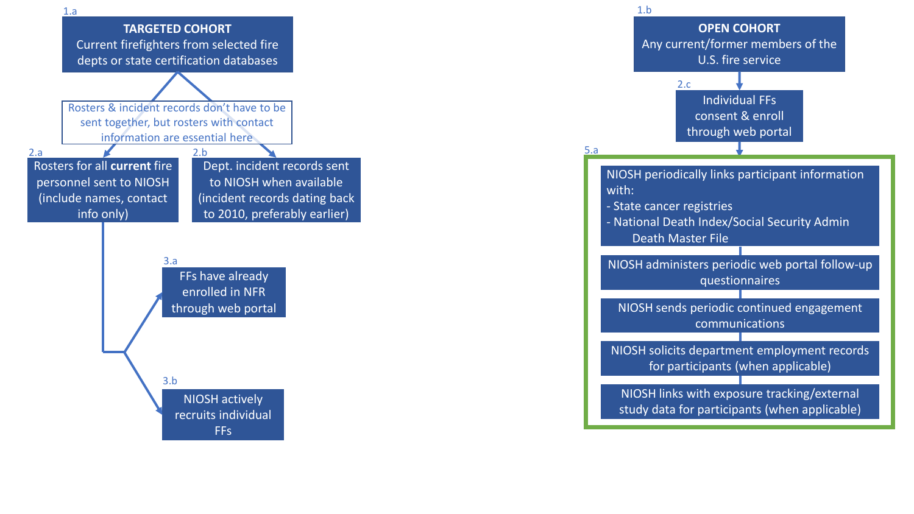1.a

**TARGETED COHORT**
Current firefighters from selected fire depts or state certification databases

Rosters & incident records don't have to be sent together, but rosters with contact information are essential here

2.a
Rosters for all **current** fire personnel sent to NIOSH (include names, contact info only)

2.b
Dept. incident records sent to NIOSH when available (incident records dating back to 2010, preferably earlier)

3.a
FFs have already enrolled in NFR through web portal

3.b
NIOSH actively recruits individual FFs

1.b

**OPEN COHORT**
Any current/former members of the U.S. fire service

2.c
Individual FFs consent & enroll through web portal

5.a

NIOSH periodically links participant information with:
- State cancer registries
- National Death Index/Social Security Admin Death Master File

NIOSH administers periodic web portal follow-up questionnaires

NIOSH sends periodic continued engagement communications

NIOSH solicits department employment records for participants (when applicable)

NIOSH links with exposure tracking/external study data for participants (when applicable)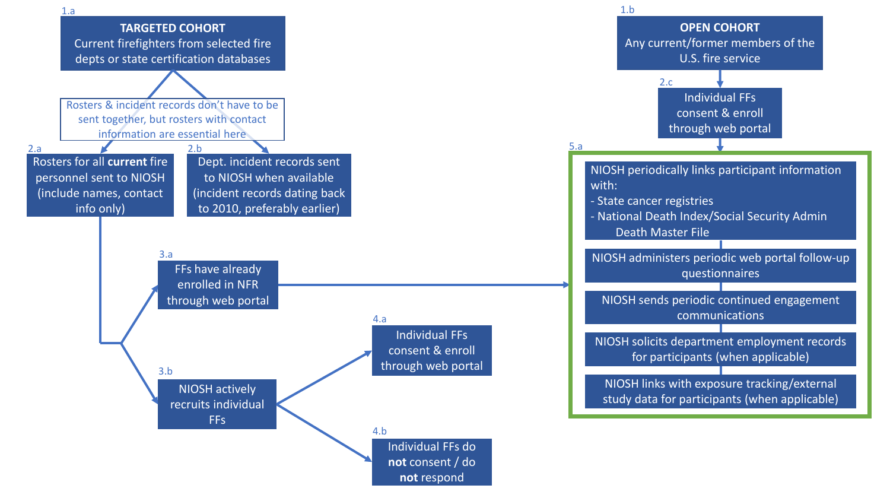**1.a**
**TARGETED COHORT**
Current firefighters from selected fire depts or state certification databases

Rosters & incident records don't have to be sent together, but rosters with contact information are essential here

**2.a**
Rosters for all **current** fire personnel sent to NIOSH (include names, contact info only)

**2.b**
Dept. incident records sent to NIOSH when available (incident records dating back to 2010, preferably earlier)

**3.a**
FFs have already enrolled in NFR through web portal

**3.b**
NIOSH actively recruits individual FFs

**4.a**
Individual FFs consent & enroll through web portal

**4.b**
Individual FFs do **not** consent / do **not** respond

**1.b**
**OPEN COHORT**
Any current/former members of the U.S. fire service

**2.c**
Individual FFs consent & enroll through web portal

**5.a**

- NIOSH periodically links participant information with:
  - State cancer registries
  - National Death Index/Social Security Admin Death Master File
- NIOSH administers periodic web portal follow-up questionnaires
- NIOSH sends periodic continued engagement communications
- NIOSH solicits department employment records for participants (when applicable)
- NIOSH links with exposure tracking/external study data for participants (when applicable)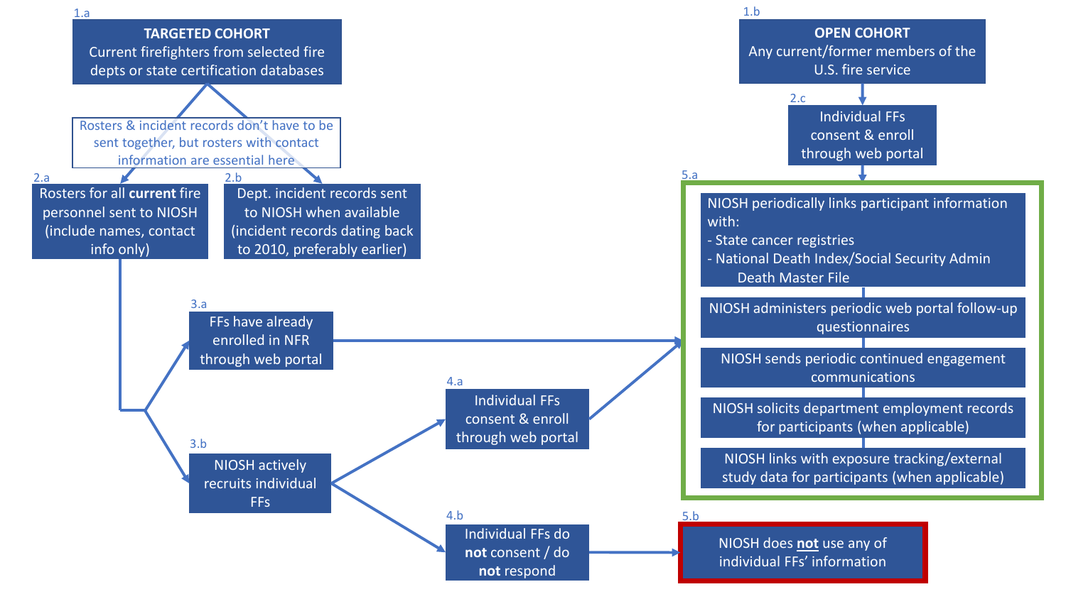**1.a**
**TARGETED COHORT**
Current firefighters from selected fire depts or state certification databases

Rosters & incident records don't have to be sent together, but rosters with contact information are essential here

**2.a**
Rosters for all **current** fire personnel sent to NIOSH (include names, contact info only)

**2.b**
Dept. incident records sent to NIOSH when available (incident records dating back to 2010, preferably earlier)

**3.a**
FFs have already enrolled in NFR through web portal

**3.b**
NIOSH actively recruits individual FFs

**4.a**
Individual FFs consent & enroll through web portal

**4.b**
Individual FFs do **not** consent / do **not** respond

**1.b**
**OPEN COHORT**
Any current/former members of the U.S. fire service

**2.c**
Individual FFs consent & enroll through web portal

**5.a**
- NIOSH periodically links participant information with:
  - State cancer registries
  - National Death Index/Social Security Admin Death Master File
- NIOSH administers periodic web portal follow-up questionnaires
- NIOSH sends periodic continued engagement communications
- NIOSH solicits department employment records for participants (when applicable)
- NIOSH links with exposure tracking/external study data for participants (when applicable)

**5.b**
NIOSH does **not** use any of individual FFs' information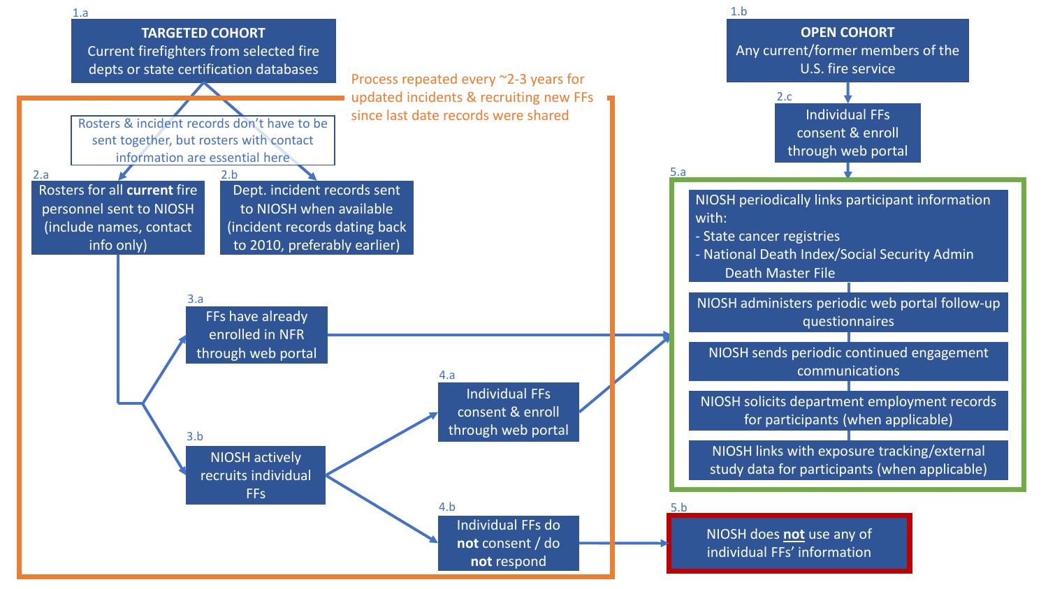**1.a**
**TARGETED COHORT**
Current firefighters from selected fire depts or state certification databases

Process repeated every ~2-3 years for updated incidents & recruiting new FFs since last date records were shared

Rosters & incident records don't have to be sent together, but rosters with contact information are essential here

**2.a** Rosters for all **current** fire personnel sent to NIOSH (include names, contact info only)

**2.b** Dept. incident records sent to NIOSH when available (incident records dating back to 2010, preferably earlier)

**3.a** FFs have already enrolled in NFR through web portal

**3.b** NIOSH actively recruits individual FFs

**4.a** Individual FFs consent & enroll through web portal

**4.b** Individual FFs do **not** consent / do **not** respond

**1.b**
**OPEN COHORT**
Any current/former members of the U.S. fire service

**2.c** Individual FFs consent & enroll through web portal

**5.a**
- NIOSH periodically links participant information with:
  - State cancer registries
  - National Death Index/Social Security Admin Death Master File
- NIOSH administers periodic web portal follow-up questionnaires
- NIOSH sends periodic continued engagement communications
- NIOSH solicits department employment records for participants (when applicable)
- NIOSH links with exposure tracking/external study data for participants (when applicable)

**5.b** NIOSH does **not** use any of individual FFs' information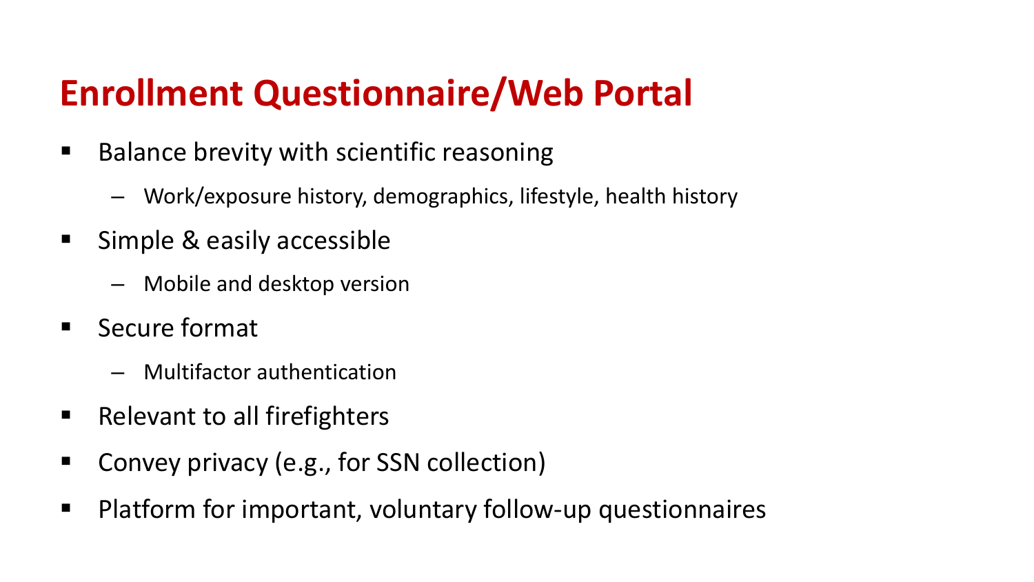# Enrollment Questionnaire/Web Portal

- Balance brevity with scientific reasoning
  - Work/exposure history, demographics, lifestyle, health history
- Simple & easily accessible
  - Mobile and desktop version
- Secure format
  - Multifactor authentication
- Relevant to all firefighters
- Convey privacy (e.g., for SSN collection)
- Platform for important, voluntary follow-up questionnaires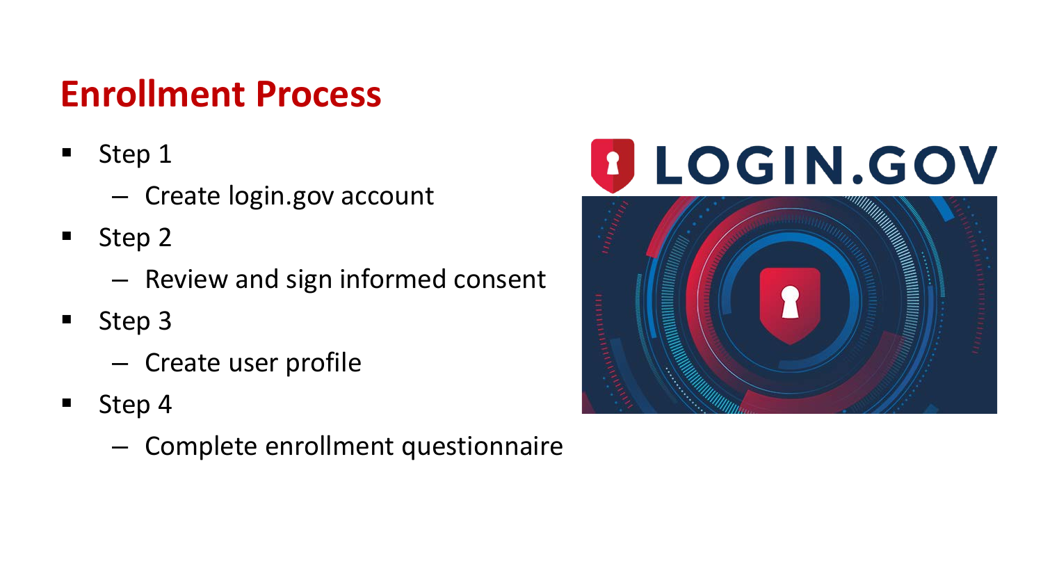## Enrollment Process

- Step 1
  - Create login.gov account
- Step 2
  - Review and sign informed consent
- Step 3
  - Create user profile
- Step 4
  - Complete enrollment questionnaire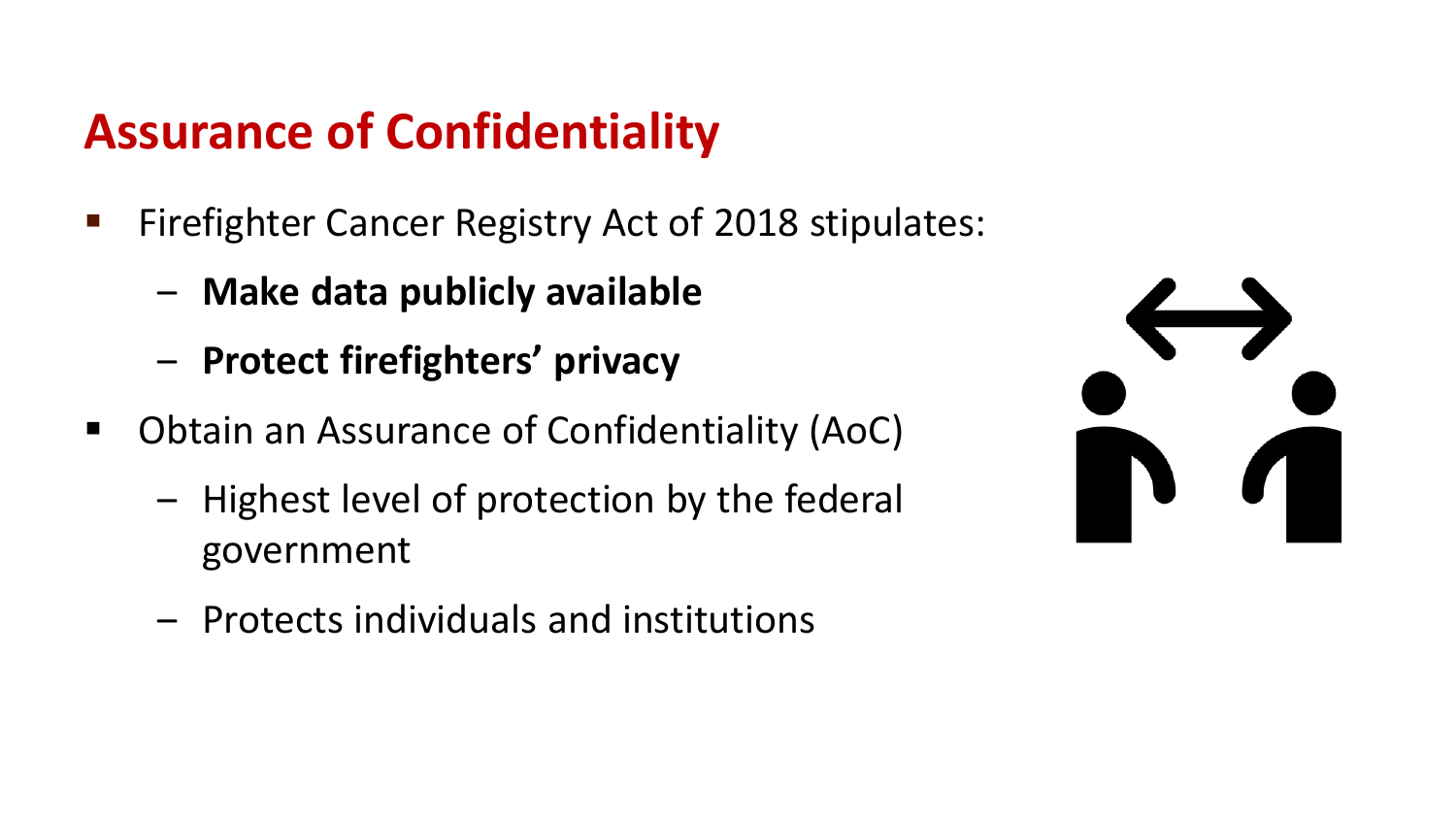# Assurance of Confidentiality

- Firefighter Cancer Registry Act of 2018 stipulates:
  - **Make data publicly available**
  - **Protect firefighters' privacy**
- Obtain an Assurance of Confidentiality (AoC)
  - Highest level of protection by the federal government
  - Protects individuals and institutions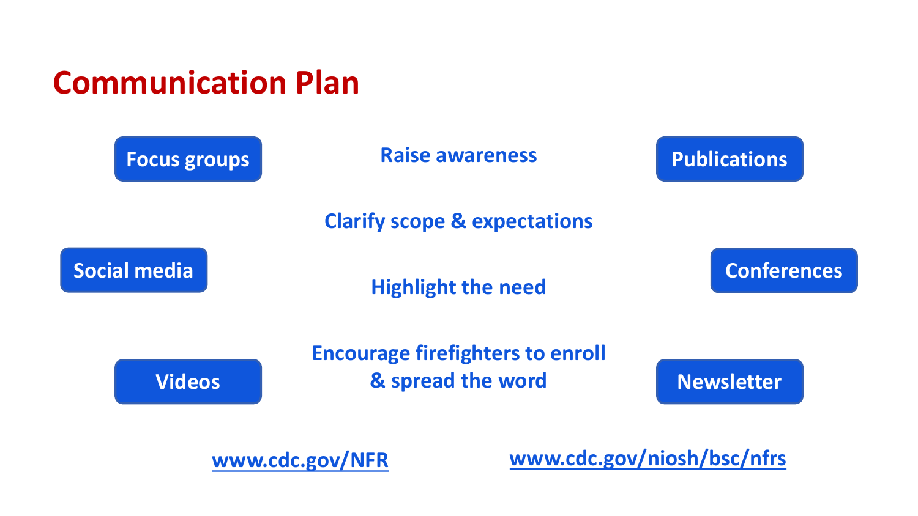# Communication Plan

- Focus groups
- Social media
- Videos
- Publications
- Conferences
- Newsletter

Raise awareness

Clarify scope & expectations

Highlight the need

Encourage firefighters to enroll & spread the word

www.cdc.gov/NFR

www.cdc.gov/niosh/bsc/nfrs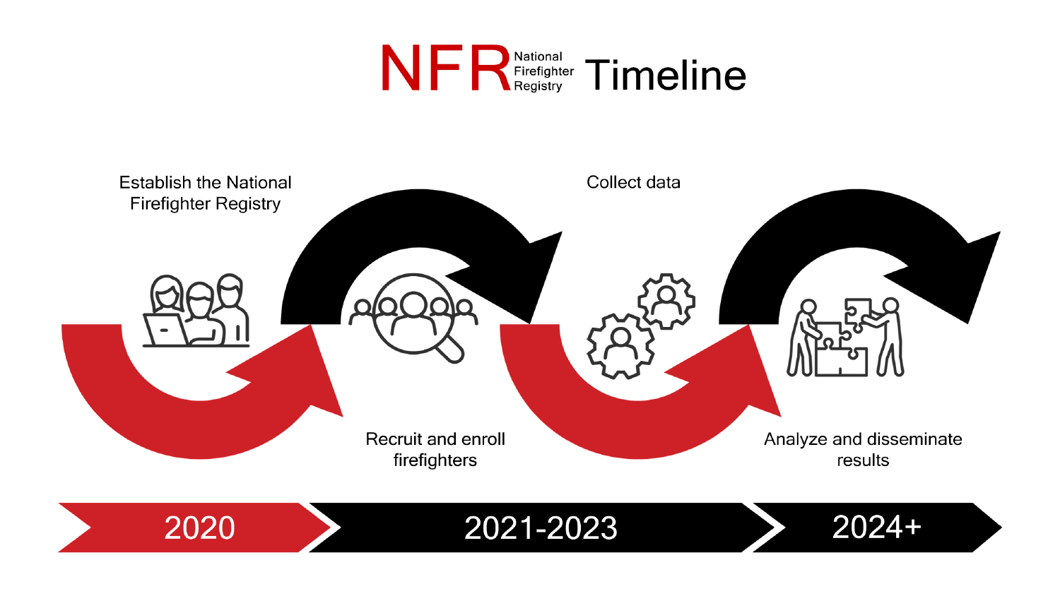# NFR National Firefighter Registry Timeline

- **2020**: Establish the National Firefighter Registry
- **2021-2023**: Recruit and enroll firefighters; Collect data
- **2024+**: Analyze and disseminate results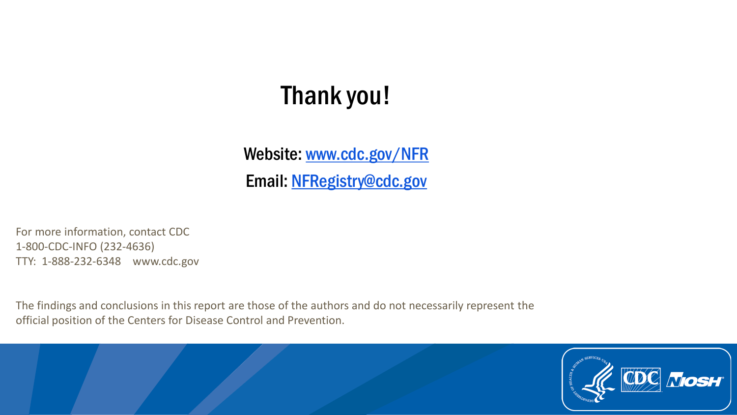# Thank you!

Website: [www.cdc.gov/NFR](http://www.cdc.gov/NFR)

Email: [NFRegistry@cdc.gov](mailto:NFRegistry@cdc.gov)

For more information, contact CDC
1-800-CDC-INFO (232-4636)
TTY: 1-888-232-6348 www.cdc.gov

The findings and conclusions in this report are those of the authors and do not necessarily represent the official position of the Centers for Disease Control and Prevention.